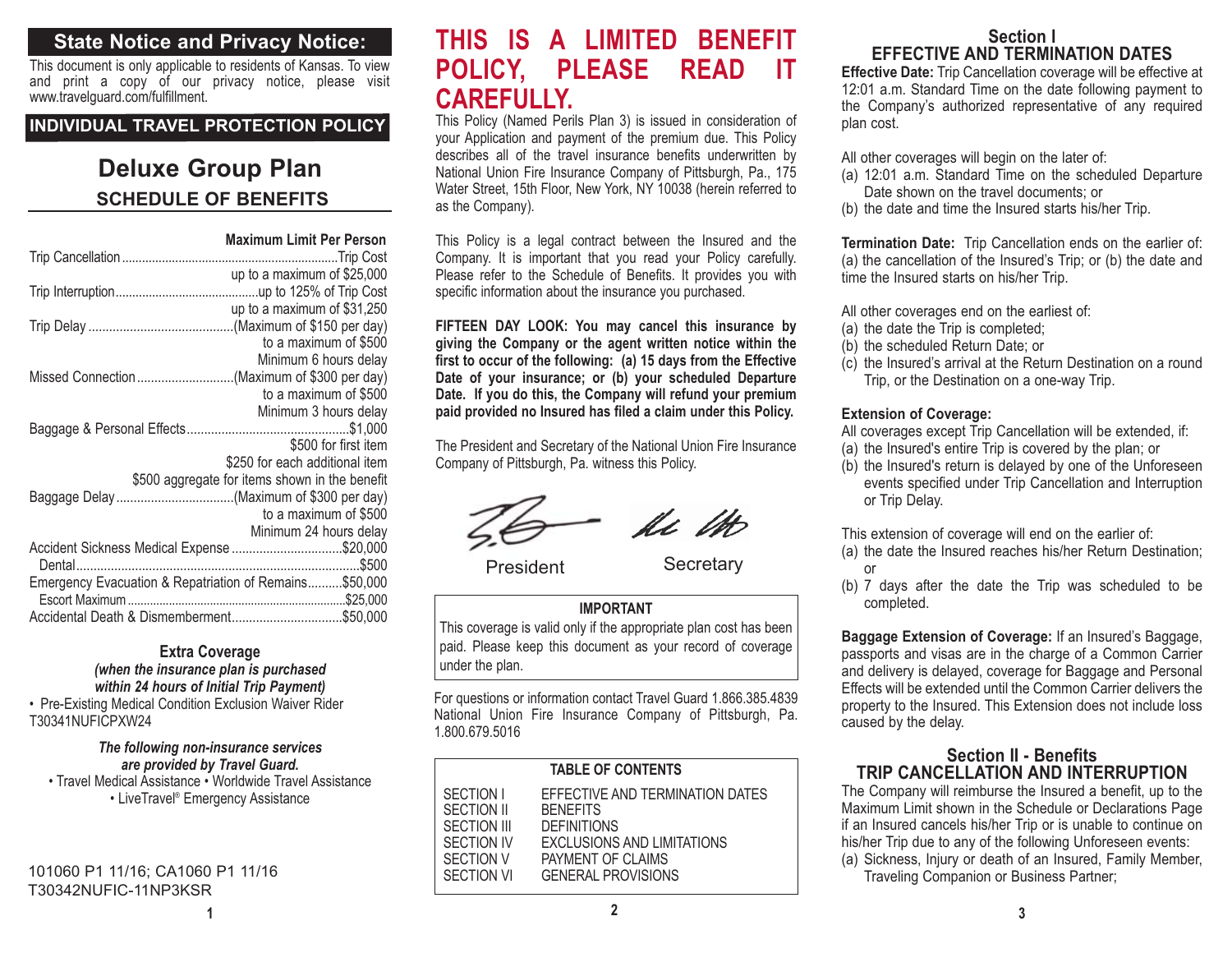## State Notice and Privacy Notice:

This document is only applicable to residents of Kansas. To view and print a copy of our privacy notice, please visit www.travelguard.com/fulfillment.

### INDIVIDUAL TRAVEL PROTECTION POLICY

# Deluxe Group Plan

## SCHEDULE OF BENEFITS

| | Maximum Limit Per Person |
|---|---|
| Trip Cancellation | Trip Cost up to a maximum of $25,000 |
| Trip Interruption | up to 125% of Trip Cost up to a maximum of $31,250 |
| Trip Delay | (Maximum of $150 per day) to a maximum of $500 Minimum 6 hours delay |
| Missed Connection | (Maximum of $300 per day) to a maximum of $500 Minimum 3 hours delay |
| Baggage & Personal Effects | $1,000 $500 for first item $250 for each additional item $500 aggregate for items shown in the benefit |
| Baggage Delay | (Maximum of $300 per day) to a maximum of $500 Minimum 24 hours delay |
| Accident Sickness Medical Expense | $20,000 |
| Dental | $500 |
| Emergency Evacuation & Repatriation of Remains | $50,000 |
| Escort Maximum | $25,000 |
| Accidental Death & Dismemberment | $50,000 |

**Extra Coverage**

***(when the insurance plan is purchased within 24 hours of Initial Trip Payment)***

- Pre-Existing Medical Condition Exclusion Waiver Rider T30341NUFICPXW24

***The following non-insurance services are provided by Travel Guard.***

- Travel Medical Assistance
- Worldwide Travel Assistance
- LiveTravel® Emergency Assistance

101060 P1 11/16; CA1060 P1 11/16
T30342NUFIC-11NP3KSR

# THIS IS A LIMITED BENEFIT POLICY, PLEASE READ IT CAREFULLY.

This Policy (Named Perils Plan 3) is issued in consideration of your Application and payment of the premium due. This Policy describes all of the travel insurance benefits underwritten by National Union Fire Insurance Company of Pittsburgh, Pa., 175 Water Street, 15th Floor, New York, NY 10038 (herein referred to as the Company).

This Policy is a legal contract between the Insured and the Company. It is important that you read your Policy carefully. Please refer to the Schedule of Benefits. It provides you with specific information about the insurance you purchased.

**FIFTEEN DAY LOOK: You may cancel this insurance by giving the Company or the agent written notice within the first to occur of the following: (a) 15 days from the Effective Date of your insurance; or (b) your scheduled Departure Date. If you do this, the Company will refund your premium paid provided no Insured has filed a claim under this Policy.**

The President and Secretary of the National Union Fire Insurance Company of Pittsburgh, Pa. witness this Policy.

President Secretary

**IMPORTANT**

This coverage is valid only if the appropriate plan cost has been paid. Please keep this document as your record of coverage under the plan.

For questions or information contact Travel Guard 1.866.385.4839
National Union Fire Insurance Company of Pittsburgh, Pa. 1.800.679.5016

**TABLE OF CONTENTS**

| | |
|---|---|
| SECTION I | EFFECTIVE AND TERMINATION DATES |
| SECTION II | BENEFITS |
| SECTION III | DEFINITIONS |
| SECTION IV | EXCLUSIONS AND LIMITATIONS |
| SECTION V | PAYMENT OF CLAIMS |
| SECTION VI | GENERAL PROVISIONS |

## Section I
## EFFECTIVE AND TERMINATION DATES

**Effective Date:** Trip Cancellation coverage will be effective at 12:01 a.m. Standard Time on the date following payment to the Company's authorized representative of any required plan cost.

All other coverages will begin on the later of:

(a) 12:01 a.m. Standard Time on the scheduled Departure Date shown on the travel documents; or
(b) the date and time the Insured starts his/her Trip.

**Termination Date:** Trip Cancellation ends on the earlier of: (a) the cancellation of the Insured's Trip; or (b) the date and time the Insured starts on his/her Trip.

All other coverages end on the earliest of:

(a) the date the Trip is completed;
(b) the scheduled Return Date; or
(c) the Insured's arrival at the Return Destination on a round Trip, or the Destination on a one-way Trip.

**Extension of Coverage:**

All coverages except Trip Cancellation will be extended, if:

(a) the Insured's entire Trip is covered by the plan; or
(b) the Insured's return is delayed by one of the Unforeseen events specified under Trip Cancellation and Interruption or Trip Delay.

This extension of coverage will end on the earlier of:

(a) the date the Insured reaches his/her Return Destination; or
(b) 7 days after the date the Trip was scheduled to be completed.

**Baggage Extension of Coverage:** If an Insured's Baggage, passports and visas are in the charge of a Common Carrier and delivery is delayed, coverage for Baggage and Personal Effects will be extended until the Common Carrier delivers the property to the Insured. This Extension does not include loss caused by the delay.

## Section II - Benefits
## TRIP CANCELLATION AND INTERRUPTION

The Company will reimburse the Insured a benefit, up to the Maximum Limit shown in the Schedule or Declarations Page if an Insured cancels his/her Trip or is unable to continue on his/her Trip due to any of the following Unforeseen events:

(a) Sickness, Injury or death of an Insured, Family Member, Traveling Companion or Business Partner;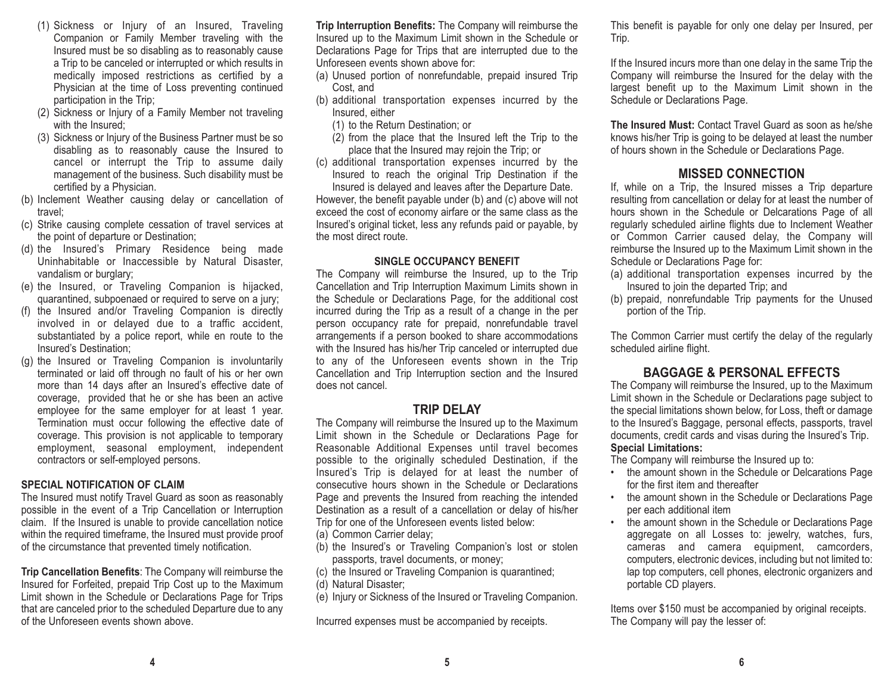(1) Sickness or Injury of an Insured, Traveling Companion or Family Member traveling with the Insured must be so disabling as to reasonably cause a Trip to be canceled or interrupted or which results in medically imposed restrictions as certified by a Physician at the time of Loss preventing continued participation in the Trip;
(2) Sickness or Injury of a Family Member not traveling with the Insured;
(3) Sickness or Injury of the Business Partner must be so disabling as to reasonably cause the Insured to cancel or interrupt the Trip to assume daily management of the business. Such disability must be certified by a Physician.

(b) Inclement Weather causing delay or cancellation of travel;
(c) Strike causing complete cessation of travel services at the point of departure or Destination;
(d) the Insured's Primary Residence being made Uninhabitable or Inaccessible by Natural Disaster, vandalism or burglary;
(e) the Insured, or Traveling Companion is hijacked, quarantined, subpoenaed or required to serve on a jury;
(f) the Insured and/or Traveling Companion is directly involved in or delayed due to a traffic accident, substantiated by a police report, while en route to the Insured's Destination;
(g) the Insured or Traveling Companion is involuntarily terminated or laid off through no fault of his or her own more than 14 days after an Insured's effective date of coverage, provided that he or she has been an active employee for the same employer for at least 1 year. Termination must occur following the effective date of coverage. This provision is not applicable to temporary employment, seasonal employment, independent contractors or self-employed persons.

**SPECIAL NOTIFICATION OF CLAIM**

The Insured must notify Travel Guard as soon as reasonably possible in the event of a Trip Cancellation or Interruption claim. If the Insured is unable to provide cancellation notice within the required timeframe, the Insured must provide proof of the circumstance that prevented timely notification.

**Trip Cancellation Benefits**: The Company will reimburse the Insured for Forfeited, prepaid Trip Cost up to the Maximum Limit shown in the Schedule or Declarations Page for Trips that are canceled prior to the scheduled Departure due to any of the Unforeseen events shown above.

**Trip Interruption Benefits:** The Company will reimburse the Insured up to the Maximum Limit shown in the Schedule or Declarations Page for Trips that are interrupted due to the Unforeseen events shown above for:

(a) Unused portion of nonrefundable, prepaid insured Trip Cost, and
(b) additional transportation expenses incurred by the Insured, either
    (1) to the Return Destination; or
    (2) from the place that the Insured left the Trip to the place that the Insured may rejoin the Trip; or
(c) additional transportation expenses incurred by the Insured to reach the original Trip Destination if the Insured is delayed and leaves after the Departure Date.

However, the benefit payable under (b) and (c) above will not exceed the cost of economy airfare or the same class as the Insured's original ticket, less any refunds paid or payable, by the most direct route.

**SINGLE OCCUPANCY BENEFIT**

The Company will reimburse the Insured, up to the Trip Cancellation and Trip Interruption Maximum Limits shown in the Schedule or Declarations Page, for the additional cost incurred during the Trip as a result of a change in the per person occupancy rate for prepaid, nonrefundable travel arrangements if a person booked to share accommodations with the Insured has his/her Trip canceled or interrupted due to any of the Unforeseen events shown in the Trip Cancellation and Trip Interruption section and the Insured does not cancel.

## TRIP DELAY

The Company will reimburse the Insured up to the Maximum Limit shown in the Schedule or Declarations Page for Reasonable Additional Expenses until travel becomes possible to the originally scheduled Destination, if the Insured's Trip is delayed for at least the number of consecutive hours shown in the Schedule or Declarations Page and prevents the Insured from reaching the intended Destination as a result of a cancellation or delay of his/her Trip for one of the Unforeseen events listed below:

(a) Common Carrier delay;
(b) the Insured's or Traveling Companion's lost or stolen passports, travel documents, or money;
(c) the Insured or Traveling Companion is quarantined;
(d) Natural Disaster;
(e) Injury or Sickness of the Insured or Traveling Companion.

Incurred expenses must be accompanied by receipts.

This benefit is payable for only one delay per Insured, per Trip.

If the Insured incurs more than one delay in the same Trip the Company will reimburse the Insured for the delay with the largest benefit up to the Maximum Limit shown in the Schedule or Declarations Page.

**The Insured Must:** Contact Travel Guard as soon as he/she knows his/her Trip is going to be delayed at least the number of hours shown in the Schedule or Declarations Page.

## MISSED CONNECTION

If, while on a Trip, the Insured misses a Trip departure resulting from cancellation or delay for at least the number of hours shown in the Schedule or Delcarations Page of all regularly scheduled airline flights due to Inclement Weather or Common Carrier caused delay, the Company will reimburse the Insured up to the Maximum Limit shown in the Schedule or Declarations Page for:

(a) additional transportation expenses incurred by the Insured to join the departed Trip; and
(b) prepaid, nonrefundable Trip payments for the Unused portion of the Trip.

The Common Carrier must certify the delay of the regularly scheduled airline flight.

## BAGGAGE & PERSONAL EFFECTS

The Company will reimburse the Insured, up to the Maximum Limit shown in the Schedule or Declarations page subject to the special limitations shown below, for Loss, theft or damage to the Insured's Baggage, personal effects, passports, travel documents, credit cards and visas during the Insured's Trip.

**Special Limitations:**

The Company will reimburse the Insured up to:

- the amount shown in the Schedule or Delcarations Page for the first item and thereafter
- the amount shown in the Schedule or Declarations Page per each additional item
- the amount shown in the Schedule or Declarations Page aggregate on all Losses to: jewelry, watches, furs, cameras and camera equipment, camcorders, computers, electronic devices, including but not limited to: lap top computers, cell phones, electronic organizers and portable CD players.

Items over $150 must be accompanied by original receipts. The Company will pay the lesser of: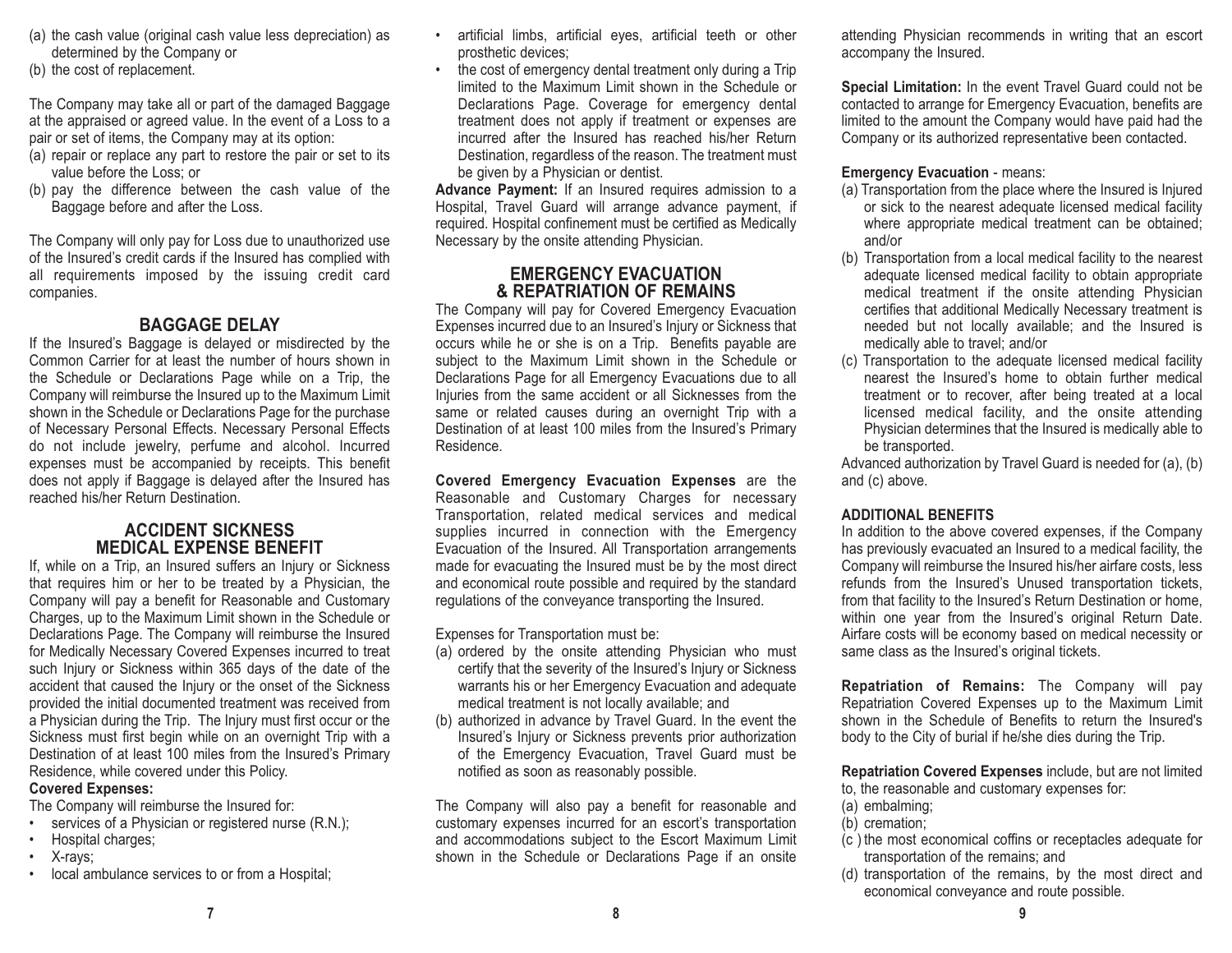(a) the cash value (original cash value less depreciation) as determined by the Company or
(b) the cost of replacement.

The Company may take all or part of the damaged Baggage at the appraised or agreed value. In the event of a Loss to a pair or set of items, the Company may at its option:
(a) repair or replace any part to restore the pair or set to its value before the Loss; or
(b) pay the difference between the cash value of the Baggage before and after the Loss.

The Company will only pay for Loss due to unauthorized use of the Insured's credit cards if the Insured has complied with all requirements imposed by the issuing credit card companies.

## BAGGAGE DELAY

If the Insured's Baggage is delayed or misdirected by the Common Carrier for at least the number of hours shown in the Schedule or Declarations Page while on a Trip, the Company will reimburse the Insured up to the Maximum Limit shown in the Schedule or Declarations Page for the purchase of Necessary Personal Effects. Necessary Personal Effects do not include jewelry, perfume and alcohol. Incurred expenses must be accompanied by receipts. This benefit does not apply if Baggage is delayed after the Insured has reached his/her Return Destination.

## ACCIDENT SICKNESS MEDICAL EXPENSE BENEFIT

If, while on a Trip, an Insured suffers an Injury or Sickness that requires him or her to be treated by a Physician, the Company will pay a benefit for Reasonable and Customary Charges, up to the Maximum Limit shown in the Schedule or Declarations Page. The Company will reimburse the Insured for Medically Necessary Covered Expenses incurred to treat such Injury or Sickness within 365 days of the date of the accident that caused the Injury or the onset of the Sickness provided the initial documented treatment was received from a Physician during the Trip. The Injury must first occur or the Sickness must first begin while on an overnight Trip with a Destination of at least 100 miles from the Insured's Primary Residence, while covered under this Policy.

**Covered Expenses:**

The Company will reimburse the Insured for:

- services of a Physician or registered nurse (R.N.);
- Hospital charges;
- X-rays;
- local ambulance services to or from a Hospital;
- artificial limbs, artificial eyes, artificial teeth or other prosthetic devices;
- the cost of emergency dental treatment only during a Trip limited to the Maximum Limit shown in the Schedule or Declarations Page. Coverage for emergency dental treatment does not apply if treatment or expenses are incurred after the Insured has reached his/her Return Destination, regardless of the reason. The treatment must be given by a Physician or dentist.

**Advance Payment:** If an Insured requires admission to a Hospital, Travel Guard will arrange advance payment, if required. Hospital confinement must be certified as Medically Necessary by the onsite attending Physician.

## EMERGENCY EVACUATION & REPATRIATION OF REMAINS

The Company will pay for Covered Emergency Evacuation Expenses incurred due to an Insured's Injury or Sickness that occurs while he or she is on a Trip. Benefits payable are subject to the Maximum Limit shown in the Schedule or Declarations Page for all Emergency Evacuations due to all Injuries from the same accident or all Sicknesses from the same or related causes during an overnight Trip with a Destination of at least 100 miles from the Insured's Primary Residence.

**Covered Emergency Evacuation Expenses** are the Reasonable and Customary Charges for necessary Transportation, related medical services and medical supplies incurred in connection with the Emergency Evacuation of the Insured. All Transportation arrangements made for evacuating the Insured must be by the most direct and economical route possible and required by the standard regulations of the conveyance transporting the Insured.

Expenses for Transportation must be:
(a) ordered by the onsite attending Physician who must certify that the severity of the Insured's Injury or Sickness warrants his or her Emergency Evacuation and adequate medical treatment is not locally available; and
(b) authorized in advance by Travel Guard. In the event the Insured's Injury or Sickness prevents prior authorization of the Emergency Evacuation, Travel Guard must be notified as soon as reasonably possible.

The Company will also pay a benefit for reasonable and customary expenses incurred for an escort's transportation and accommodations subject to the Escort Maximum Limit shown in the Schedule or Declarations Page if an onsite attending Physician recommends in writing that an escort accompany the Insured.

**Special Limitation:** In the event Travel Guard could not be contacted to arrange for Emergency Evacuation, benefits are limited to the amount the Company would have paid had the Company or its authorized representative been contacted.

**Emergency Evacuation** - means:
(a) Transportation from the place where the Insured is Injured or sick to the nearest adequate licensed medical facility where appropriate medical treatment can be obtained; and/or
(b) Transportation from a local medical facility to the nearest adequate licensed medical facility to obtain appropriate medical treatment if the onsite attending Physician certifies that additional Medically Necessary treatment is needed but not locally available; and the Insured is medically able to travel; and/or
(c) Transportation to the adequate licensed medical facility nearest the Insured's home to obtain further medical treatment or to recover, after being treated at a local licensed medical facility, and the onsite attending Physician determines that the Insured is medically able to be transported.

Advanced authorization by Travel Guard is needed for (a), (b) and (c) above.

**ADDITIONAL BENEFITS**

In addition to the above covered expenses, if the Company has previously evacuated an Insured to a medical facility, the Company will reimburse the Insured his/her airfare costs, less refunds from the Insured's Unused transportation tickets, from that facility to the Insured's Return Destination or home, within one year from the Insured's original Return Date. Airfare costs will be economy based on medical necessity or same class as the Insured's original tickets.

**Repatriation of Remains:** The Company will pay Repatriation Covered Expenses up to the Maximum Limit shown in the Schedule of Benefits to return the Insured's body to the City of burial if he/she dies during the Trip.

**Repatriation Covered Expenses** include, but are not limited to, the reasonable and customary expenses for:
(a) embalming;
(b) cremation;
(c) the most economical coffins or receptacles adequate for transportation of the remains; and
(d) transportation of the remains, by the most direct and economical conveyance and route possible.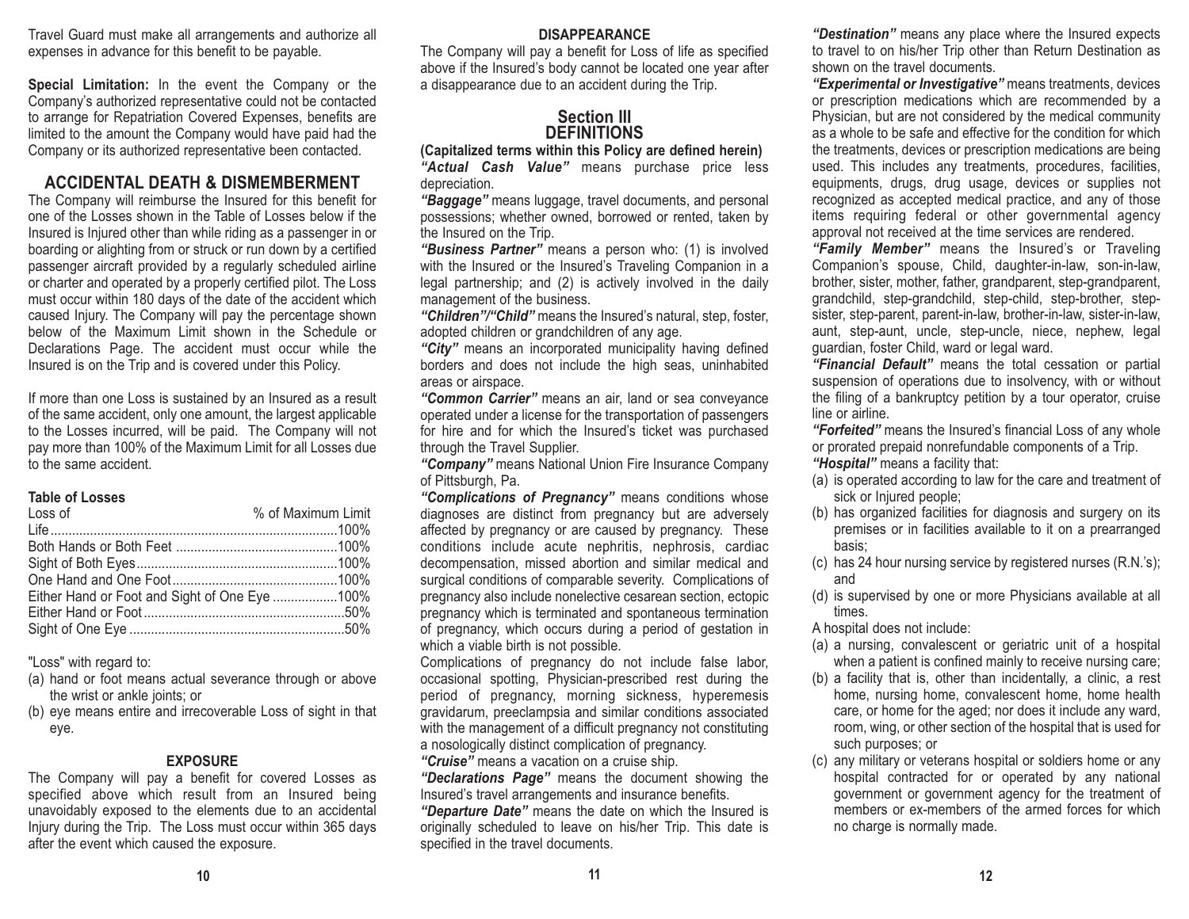Travel Guard must make all arrangements and authorize all expenses in advance for this benefit to be payable.

**Special Limitation:** In the event the Company or the Company's authorized representative could not be contacted to arrange for Repatriation Covered Expenses, benefits are limited to the amount the Company would have paid had the Company or its authorized representative been contacted.

## ACCIDENTAL DEATH & DISMEMBERMENT

The Company will reimburse the Insured for this benefit for one of the Losses shown in the Table of Losses below if the Insured is Injured other than while riding as a passenger in or boarding or alighting from or struck or run down by a certified passenger aircraft provided by a regularly scheduled airline or charter and operated by a properly certified pilot. The Loss must occur within 180 days of the date of the accident which caused Injury. The Company will pay the percentage shown below of the Maximum Limit shown in the Schedule or Declarations Page. The accident must occur while the Insured is on the Trip and is covered under this Policy.

If more than one Loss is sustained by an Insured as a result of the same accident, only one amount, the largest applicable to the Losses incurred, will be paid. The Company will not pay more than 100% of the Maximum Limit for all Losses due to the same accident.

**Table of Losses**

| Loss of | % of Maximum Limit |
|---|---|
| Life | 100% |
| Both Hands or Both Feet | 100% |
| Sight of Both Eyes | 100% |
| One Hand and One Foot | 100% |
| Either Hand or Foot and Sight of One Eye | 100% |
| Either Hand or Foot | 50% |
| Sight of One Eye | 50% |

"Loss" with regard to:

(a) hand or foot means actual severance through or above the wrist or ankle joints; or
(b) eye means entire and irrecoverable Loss of sight in that eye.

### EXPOSURE

The Company will pay a benefit for covered Losses as specified above which result from an Insured being unavoidably exposed to the elements due to an accidental Injury during the Trip. The Loss must occur within 365 days after the event which caused the exposure.

### DISAPPEARANCE

The Company will pay a benefit for Loss of life as specified above if the Insured's body cannot be located one year after a disappearance due to an accident during the Trip.

## Section III DEFINITIONS

**(Capitalized terms within this Policy are defined herein)**

***"Actual Cash Value"*** means purchase price less depreciation.

***"Baggage"*** means luggage, travel documents, and personal possessions; whether owned, borrowed or rented, taken by the Insured on the Trip.

***"Business Partner"*** means a person who: (1) is involved with the Insured or the Insured's Traveling Companion in a legal partnership; and (2) is actively involved in the daily management of the business.

***"Children"/"Child"*** means the Insured's natural, step, foster, adopted children or grandchildren of any age.

***"City"*** means an incorporated municipality having defined borders and does not include the high seas, uninhabited areas or airspace.

***"Common Carrier"*** means an air, land or sea conveyance operated under a license for the transportation of passengers for hire and for which the Insured's ticket was purchased through the Travel Supplier.

***"Company"*** means National Union Fire Insurance Company of Pittsburgh, Pa.

***"Complications of Pregnancy"*** means conditions whose diagnoses are distinct from pregnancy but are adversely affected by pregnancy or are caused by pregnancy. These conditions include acute nephritis, nephrosis, cardiac decompensation, missed abortion and similar medical and surgical conditions of comparable severity. Complications of pregnancy also include nonelective cesarean section, ectopic pregnancy which is terminated and spontaneous termination of pregnancy, which occurs during a period of gestation in which a viable birth is not possible.

Complications of pregnancy do not include false labor, occasional spotting, Physician-prescribed rest during the period of pregnancy, morning sickness, hyperemesis gravidarum, preeclampsia and similar conditions associated with the management of a difficult pregnancy not constituting a nosologically distinct complication of pregnancy.

***"Cruise"*** means a vacation on a cruise ship.

***"Declarations Page"*** means the document showing the Insured's travel arrangements and insurance benefits.

***"Departure Date"*** means the date on which the Insured is originally scheduled to leave on his/her Trip. This date is specified in the travel documents.

***"Destination"*** means any place where the Insured expects to travel to on his/her Trip other than Return Destination as shown on the travel documents.

***"Experimental or Investigative"*** means treatments, devices or prescription medications which are recommended by a Physician, but are not considered by the medical community as a whole to be safe and effective for the condition for which the treatments, devices or prescription medications are being used. This includes any treatments, procedures, facilities, equipments, drugs, drug usage, devices or supplies not recognized as accepted medical practice, and any of those items requiring federal or other governmental agency approval not received at the time services are rendered.

***"Family Member"*** means the Insured's or Traveling Companion's spouse, Child, daughter-in-law, son-in-law, brother, sister, mother, father, grandparent, step-grandparent, grandchild, step-grandchild, step-child, step-brother, step-sister, step-parent, parent-in-law, brother-in-law, sister-in-law, aunt, step-aunt, uncle, step-uncle, niece, nephew, legal guardian, foster Child, ward or legal ward.

***"Financial Default"*** means the total cessation or partial suspension of operations due to insolvency, with or without the filing of a bankruptcy petition by a tour operator, cruise line or airline.

***"Forfeited"*** means the Insured's financial Loss of any whole or prorated prepaid nonrefundable components of a Trip.

***"Hospital"*** means a facility that:

(a) is operated according to law for the care and treatment of sick or Injured people;
(b) has organized facilities for diagnosis and surgery on its premises or in facilities available to it on a prearranged basis;
(c) has 24 hour nursing service by registered nurses (R.N.'s); and
(d) is supervised by one or more Physicians available at all times.

A hospital does not include:

(a) a nursing, convalescent or geriatric unit of a hospital when a patient is confined mainly to receive nursing care;
(b) a facility that is, other than incidentally, a clinic, a rest home, nursing home, convalescent home, home health care, or home for the aged; nor does it include any ward, room, wing, or other section of the hospital that is used for such purposes; or
(c) any military or veterans hospital or soldiers home or any hospital contracted for or operated by any national government or government agency for the treatment of members or ex-members of the armed forces for which no charge is normally made.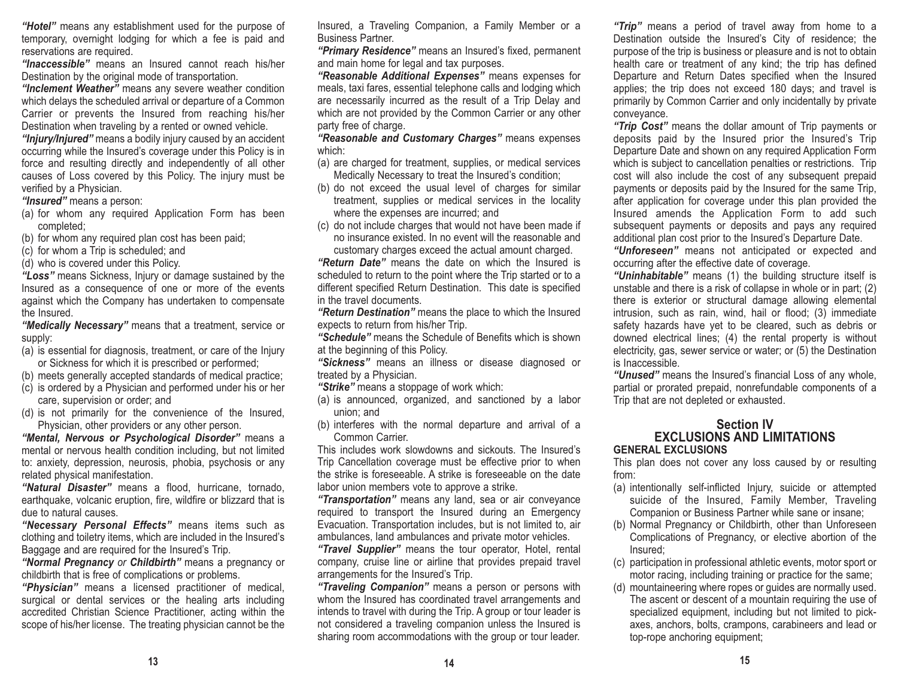***"Hotel"*** means any establishment used for the purpose of temporary, overnight lodging for which a fee is paid and reservations are required.

***"Inaccessible"*** means an Insured cannot reach his/her Destination by the original mode of transportation.

***"Inclement Weather"*** means any severe weather condition which delays the scheduled arrival or departure of a Common Carrier or prevents the Insured from reaching his/her Destination when traveling by a rented or owned vehicle.

***"Injury/Injured"*** means a bodily injury caused by an accident occurring while the Insured's coverage under this Policy is in force and resulting directly and independently of all other causes of Loss covered by this Policy. The injury must be verified by a Physician.

***"Insured"*** means a person:

(a) for whom any required Application Form has been completed;
(b) for whom any required plan cost has been paid;
(c) for whom a Trip is scheduled; and
(d) who is covered under this Policy.

***"Loss"*** means Sickness, Injury or damage sustained by the Insured as a consequence of one or more of the events against which the Company has undertaken to compensate the Insured.

***"Medically Necessary"*** means that a treatment, service or supply:

(a) is essential for diagnosis, treatment, or care of the Injury or Sickness for which it is prescribed or performed;
(b) meets generally accepted standards of medical practice;
(c) is ordered by a Physician and performed under his or her care, supervision or order; and
(d) is not primarily for the convenience of the Insured, Physician, other providers or any other person.

***"Mental, Nervous or Psychological Disorder"*** means a mental or nervous health condition including, but not limited to: anxiety, depression, neurosis, phobia, psychosis or any related physical manifestation.

***"Natural Disaster"*** means a flood, hurricane, tornado, earthquake, volcanic eruption, fire, wildfire or blizzard that is due to natural causes.

***"Necessary Personal Effects"*** means items such as clothing and toiletry items, which are included in the Insured's Baggage and are required for the Insured's Trip.

***"Normal Pregnancy*** *or* ***Childbirth"*** means a pregnancy or childbirth that is free of complications or problems.

***"Physician"*** means a licensed practitioner of medical, surgical or dental services or the healing arts including accredited Christian Science Practitioner, acting within the scope of his/her license. The treating physician cannot be the Insured, a Traveling Companion, a Family Member or a Business Partner.

***"Primary Residence"*** means an Insured's fixed, permanent and main home for legal and tax purposes.

***"Reasonable Additional Expenses"*** means expenses for meals, taxi fares, essential telephone calls and lodging which are necessarily incurred as the result of a Trip Delay and which are not provided by the Common Carrier or any other party free of charge.

***"Reasonable and Customary Charges"*** means expenses which:

(a) are charged for treatment, supplies, or medical services Medically Necessary to treat the Insured's condition;
(b) do not exceed the usual level of charges for similar treatment, supplies or medical services in the locality where the expenses are incurred; and
(c) do not include charges that would not have been made if no insurance existed. In no event will the reasonable and customary charges exceed the actual amount charged.

***"Return Date"*** means the date on which the Insured is scheduled to return to the point where the Trip started or to a different specified Return Destination. This date is specified in the travel documents.

***"Return Destination"*** means the place to which the Insured expects to return from his/her Trip.

***"Schedule"*** means the Schedule of Benefits which is shown at the beginning of this Policy.

***"Sickness"*** means an illness or disease diagnosed or treated by a Physician.

***"Strike"*** means a stoppage of work which:

(a) is announced, organized, and sanctioned by a labor union; and
(b) interferes with the normal departure and arrival of a Common Carrier.

This includes work slowdowns and sickouts. The Insured's Trip Cancellation coverage must be effective prior to when the strike is foreseeable. A strike is foreseeable on the date labor union members vote to approve a strike.

***"Transportation"*** means any land, sea or air conveyance required to transport the Insured during an Emergency Evacuation. Transportation includes, but is not limited to, air ambulances, land ambulances and private motor vehicles.

***"Travel Supplier"*** means the tour operator, Hotel, rental company, cruise line or airline that provides prepaid travel arrangements for the Insured's Trip.

***"Traveling Companion"*** means a person or persons with whom the Insured has coordinated travel arrangements and intends to travel with during the Trip. A group or tour leader is not considered a traveling companion unless the Insured is sharing room accommodations with the group or tour leader.

***"Trip"*** means a period of travel away from home to a Destination outside the Insured's City of residence; the purpose of the trip is business or pleasure and is not to obtain health care or treatment of any kind; the trip has defined Departure and Return Dates specified when the Insured applies; the trip does not exceed 180 days; and travel is primarily by Common Carrier and only incidentally by private conveyance.

***"Trip Cost"*** means the dollar amount of Trip payments or deposits paid by the Insured prior the Insured's Trip Departure Date and shown on any required Application Form which is subject to cancellation penalties or restrictions. Trip cost will also include the cost of any subsequent prepaid payments or deposits paid by the Insured for the same Trip, after application for coverage under this plan provided the Insured amends the Application Form to add such subsequent payments or deposits and pays any required additional plan cost prior to the Insured's Departure Date.

***"Unforeseen"*** means not anticipated or expected and occurring after the effective date of coverage.

***"Uninhabitable"*** means (1) the building structure itself is unstable and there is a risk of collapse in whole or in part; (2) there is exterior or structural damage allowing elemental intrusion, such as rain, wind, hail or flood; (3) immediate safety hazards have yet to be cleared, such as debris or downed electrical lines; (4) the rental property is without electricity, gas, sewer service or water; or (5) the Destination is Inaccessible.

***"Unused"*** means the Insured's financial Loss of any whole, partial or prorated prepaid, nonrefundable components of a Trip that are not depleted or exhausted.

## Section IV
## EXCLUSIONS AND LIMITATIONS

### GENERAL EXCLUSIONS

This plan does not cover any loss caused by or resulting from:

(a) intentionally self-inflicted Injury, suicide or attempted suicide of the Insured, Family Member, Traveling Companion or Business Partner while sane or insane;
(b) Normal Pregnancy or Childbirth, other than Unforeseen Complications of Pregnancy, or elective abortion of the Insured;
(c) participation in professional athletic events, motor sport or motor racing, including training or practice for the same;
(d) mountaineering where ropes or guides are normally used. The ascent or descent of a mountain requiring the use of specialized equipment, including but not limited to pick-axes, anchors, bolts, crampons, carabineers and lead or top-rope anchoring equipment;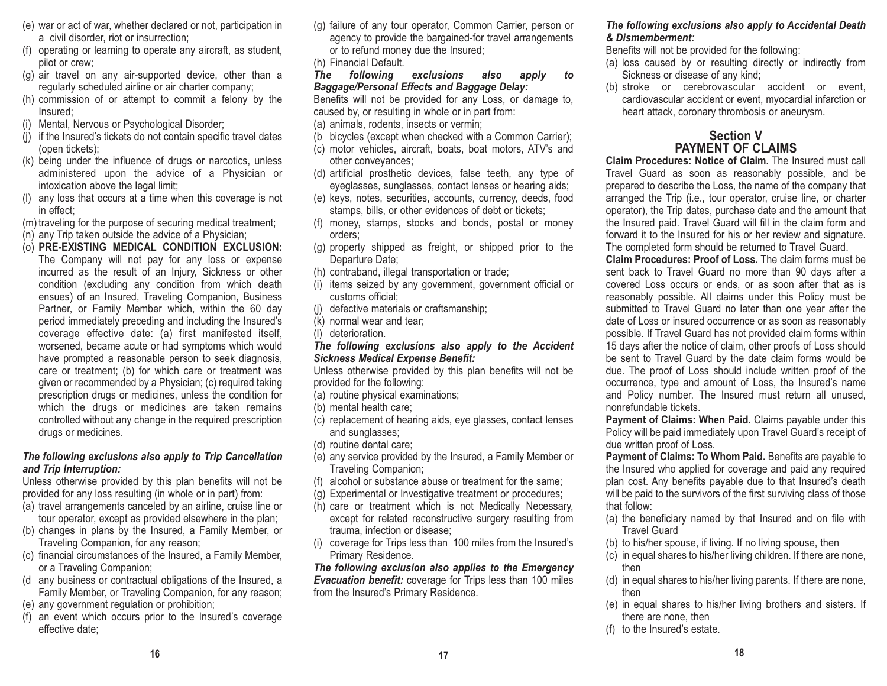(e) war or act of war, whether declared or not, participation in a civil disorder, riot or insurrection;
(f) operating or learning to operate any aircraft, as student, pilot or crew;
(g) air travel on any air-supported device, other than a regularly scheduled airline or air charter company;
(h) commission of or attempt to commit a felony by the Insured;
(i) Mental, Nervous or Psychological Disorder;
(j) if the Insured's tickets do not contain specific travel dates (open tickets);
(k) being under the influence of drugs or narcotics, unless administered upon the advice of a Physician or intoxication above the legal limit;
(l) any loss that occurs at a time when this coverage is not in effect;
(m) traveling for the purpose of securing medical treatment;
(n) any Trip taken outside the advice of a Physician;
(o) **PRE-EXISTING MEDICAL CONDITION EXCLUSION:** The Company will not pay for any loss or expense incurred as the result of an Injury, Sickness or other condition (excluding any condition from which death ensues) of an Insured, Traveling Companion, Business Partner, or Family Member which, within the 60 day period immediately preceding and including the Insured's coverage effective date: (a) first manifested itself, worsened, became acute or had symptoms which would have prompted a reasonable person to seek diagnosis, care or treatment; (b) for which care or treatment was given or recommended by a Physician; (c) required taking prescription drugs or medicines, unless the condition for which the drugs or medicines are taken remains controlled without any change in the required prescription drugs or medicines.

***The following exclusions also apply to Trip Cancellation and Trip Interruption:***

Unless otherwise provided by this plan benefits will not be provided for any loss resulting (in whole or in part) from:

(a) travel arrangements canceled by an airline, cruise line or tour operator, except as provided elsewhere in the plan;
(b) changes in plans by the Insured, a Family Member, or Traveling Companion, for any reason;
(c) financial circumstances of the Insured, a Family Member, or a Traveling Companion;
(d any business or contractual obligations of the Insured, a Family Member, or Traveling Companion, for any reason;
(e) any government regulation or prohibition;
(f) an event which occurs prior to the Insured's coverage effective date;
(g) failure of any tour operator, Common Carrier, person or agency to provide the bargained-for travel arrangements or to refund money due the Insured;
(h) Financial Default.

***The following exclusions also apply to Baggage/Personal Effects and Baggage Delay:***

Benefits will not be provided for any Loss, or damage to, caused by, or resulting in whole or in part from:

(a) animals, rodents, insects or vermin;
(b bicycles (except when checked with a Common Carrier);
(c) motor vehicles, aircraft, boats, boat motors, ATV's and other conveyances;
(d) artificial prosthetic devices, false teeth, any type of eyeglasses, sunglasses, contact lenses or hearing aids;
(e) keys, notes, securities, accounts, currency, deeds, food stamps, bills, or other evidences of debt or tickets;
(f) money, stamps, stocks and bonds, postal or money orders;
(g) property shipped as freight, or shipped prior to the Departure Date;
(h) contraband, illegal transportation or trade;
(i) items seized by any government, government official or customs official;
(j) defective materials or craftsmanship;
(k) normal wear and tear;
(l) deterioration.

***The following exclusions also apply to the Accident Sickness Medical Expense Benefit:***

Unless otherwise provided by this plan benefits will not be provided for the following:

(a) routine physical examinations;
(b) mental health care;
(c) replacement of hearing aids, eye glasses, contact lenses and sunglasses;
(d) routine dental care;
(e) any service provided by the Insured, a Family Member or Traveling Companion;
(f) alcohol or substance abuse or treatment for the same;
(g) Experimental or Investigative treatment or procedures;
(h) care or treatment which is not Medically Necessary, except for related reconstructive surgery resulting from trauma, infection or disease;
(i) coverage for Trips less than 100 miles from the Insured's Primary Residence.

***The following exclusion also applies to the Emergency Evacuation benefit:*** coverage for Trips less than 100 miles from the Insured's Primary Residence.

***The following exclusions also apply to Accidental Death & Dismemberment:***

Benefits will not be provided for the following:

(a) loss caused by or resulting directly or indirectly from Sickness or disease of any kind;
(b) stroke or cerebrovascular accident or event, cardiovascular accident or event, myocardial infarction or heart attack, coronary thrombosis or aneurysm.

## Section V
## PAYMENT OF CLAIMS

**Claim Procedures: Notice of Claim.** The Insured must call Travel Guard as soon as reasonably possible, and be prepared to describe the Loss, the name of the company that arranged the Trip (i.e., tour operator, cruise line, or charter operator), the Trip dates, purchase date and the amount that the Insured paid. Travel Guard will fill in the claim form and forward it to the Insured for his or her review and signature. The completed form should be returned to Travel Guard.

**Claim Procedures: Proof of Loss.** The claim forms must be sent back to Travel Guard no more than 90 days after a covered Loss occurs or ends, or as soon after that as is reasonably possible. All claims under this Policy must be submitted to Travel Guard no later than one year after the date of Loss or insured occurrence or as soon as reasonably possible. If Travel Guard has not provided claim forms within 15 days after the notice of claim, other proofs of Loss should be sent to Travel Guard by the date claim forms would be due. The proof of Loss should include written proof of the occurrence, type and amount of Loss, the Insured's name and Policy number. The Insured must return all unused, nonrefundable tickets.

**Payment of Claims: When Paid.** Claims payable under this Policy will be paid immediately upon Travel Guard's receipt of due written proof of Loss.

**Payment of Claims: To Whom Paid.** Benefits are payable to the Insured who applied for coverage and paid any required plan cost. Any benefits payable due to that Insured's death will be paid to the survivors of the first surviving class of those that follow:

(a) the beneficiary named by that Insured and on file with Travel Guard
(b) to his/her spouse, if living. If no living spouse, then
(c) in equal shares to his/her living children. If there are none, then
(d) in equal shares to his/her living parents. If there are none, then
(e) in equal shares to his/her living brothers and sisters. If there are none, then
(f) to the Insured's estate.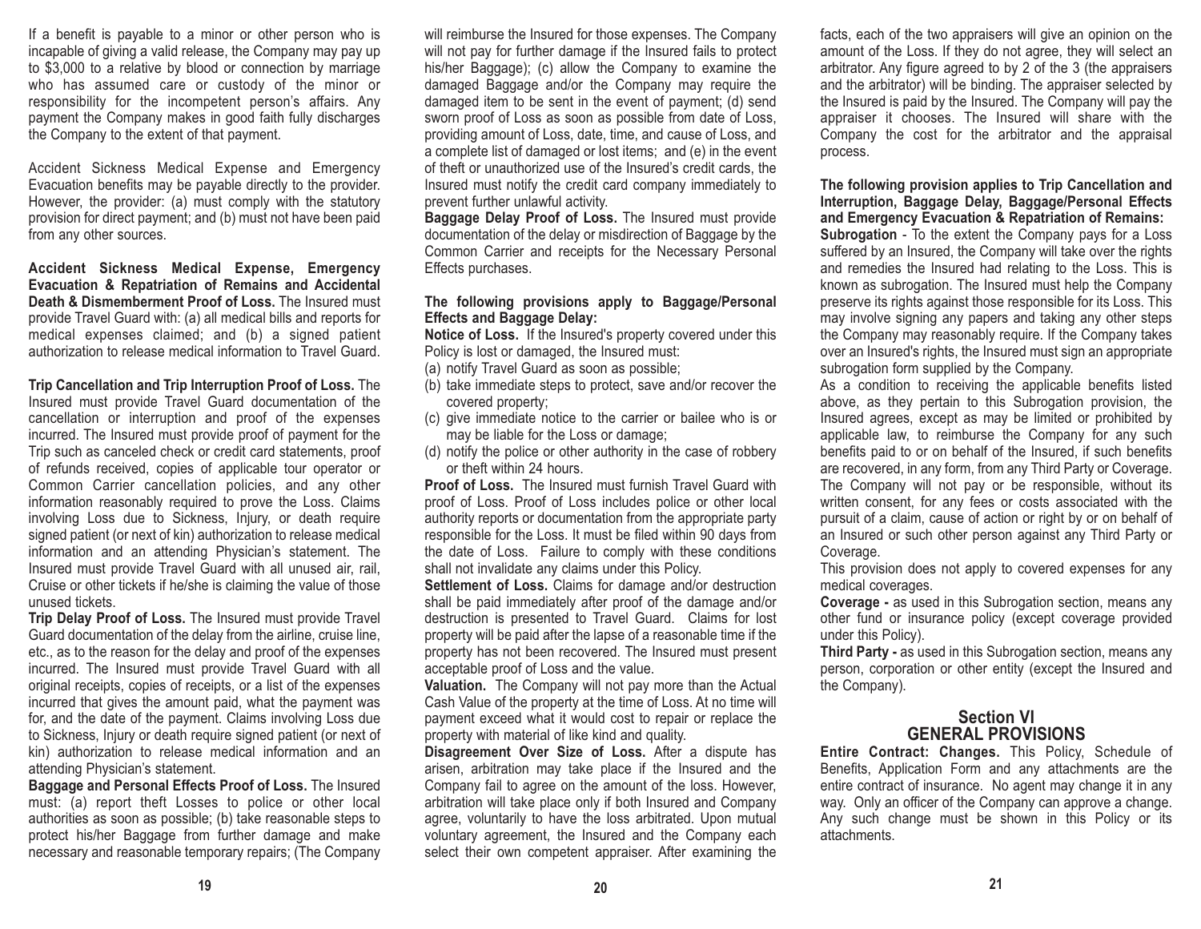If a benefit is payable to a minor or other person who is incapable of giving a valid release, the Company may pay up to $3,000 to a relative by blood or connection by marriage who has assumed care or custody of the minor or responsibility for the incompetent person's affairs. Any payment the Company makes in good faith fully discharges the Company to the extent of that payment.

Accident Sickness Medical Expense and Emergency Evacuation benefits may be payable directly to the provider. However, the provider: (a) must comply with the statutory provision for direct payment; and (b) must not have been paid from any other sources.

**Accident Sickness Medical Expense, Emergency Evacuation & Repatriation of Remains and Accidental Death & Dismemberment Proof of Loss.** The Insured must provide Travel Guard with: (a) all medical bills and reports for medical expenses claimed; and (b) a signed patient authorization to release medical information to Travel Guard.

**Trip Cancellation and Trip Interruption Proof of Loss.** The Insured must provide Travel Guard documentation of the cancellation or interruption and proof of the expenses incurred. The Insured must provide proof of payment for the Trip such as canceled check or credit card statements, proof of refunds received, copies of applicable tour operator or Common Carrier cancellation policies, and any other information reasonably required to prove the Loss. Claims involving Loss due to Sickness, Injury, or death require signed patient (or next of kin) authorization to release medical information and an attending Physician's statement. The Insured must provide Travel Guard with all unused air, rail, Cruise or other tickets if he/she is claiming the value of those unused tickets.

**Trip Delay Proof of Loss.** The Insured must provide Travel Guard documentation of the delay from the airline, cruise line, etc., as to the reason for the delay and proof of the expenses incurred. The Insured must provide Travel Guard with all original receipts, copies of receipts, or a list of the expenses incurred that gives the amount paid, what the payment was for, and the date of the payment. Claims involving Loss due to Sickness, Injury or death require signed patient (or next of kin) authorization to release medical information and an attending Physician's statement.

**Baggage and Personal Effects Proof of Loss.** The Insured must: (a) report theft Losses to police or other local authorities as soon as possible; (b) take reasonable steps to protect his/her Baggage from further damage and make necessary and reasonable temporary repairs; (The Company will reimburse the Insured for those expenses. The Company will not pay for further damage if the Insured fails to protect his/her Baggage); (c) allow the Company to examine the damaged Baggage and/or the Company may require the damaged item to be sent in the event of payment; (d) send sworn proof of Loss as soon as possible from date of Loss, providing amount of Loss, date, time, and cause of Loss, and a complete list of damaged or lost items; and (e) in the event of theft or unauthorized use of the Insured's credit cards, the Insured must notify the credit card company immediately to prevent further unlawful activity.

**Baggage Delay Proof of Loss.** The Insured must provide documentation of the delay or misdirection of Baggage by the Common Carrier and receipts for the Necessary Personal Effects purchases.

**The following provisions apply to Baggage/Personal Effects and Baggage Delay:**

**Notice of Loss.** If the Insured's property covered under this Policy is lost or damaged, the Insured must:

(a) notify Travel Guard as soon as possible;
(b) take immediate steps to protect, save and/or recover the covered property;
(c) give immediate notice to the carrier or bailee who is or may be liable for the Loss or damage;
(d) notify the police or other authority in the case of robbery or theft within 24 hours.

**Proof of Loss.** The Insured must furnish Travel Guard with proof of Loss. Proof of Loss includes police or other local authority reports or documentation from the appropriate party responsible for the Loss. It must be filed within 90 days from the date of Loss. Failure to comply with these conditions shall not invalidate any claims under this Policy.

**Settlement of Loss.** Claims for damage and/or destruction shall be paid immediately after proof of the damage and/or destruction is presented to Travel Guard. Claims for lost property will be paid after the lapse of a reasonable time if the property has not been recovered. The Insured must present acceptable proof of Loss and the value.

**Valuation.** The Company will not pay more than the Actual Cash Value of the property at the time of Loss. At no time will payment exceed what it would cost to repair or replace the property with material of like kind and quality.

**Disagreement Over Size of Loss.** After a dispute has arisen, arbitration may take place if the Insured and the Company fail to agree on the amount of the loss. However, arbitration will take place only if both Insured and Company agree, voluntarily to have the loss arbitrated. Upon mutual voluntary agreement, the Insured and the Company each select their own competent appraiser. After examining the facts, each of the two appraisers will give an opinion on the amount of the Loss. If they do not agree, they will select an arbitrator. Any figure agreed to by 2 of the 3 (the appraisers and the arbitrator) will be binding. The appraiser selected by the Insured is paid by the Insured. The Company will pay the appraiser it chooses. The Insured will share with the Company the cost for the arbitrator and the appraisal process.

**The following provision applies to Trip Cancellation and Interruption, Baggage Delay, Baggage/Personal Effects and Emergency Evacuation & Repatriation of Remains:**

**Subrogation** - To the extent the Company pays for a Loss suffered by an Insured, the Company will take over the rights and remedies the Insured had relating to the Loss. This is known as subrogation. The Insured must help the Company preserve its rights against those responsible for its Loss. This may involve signing any papers and taking any other steps the Company may reasonably require. If the Company takes over an Insured's rights, the Insured must sign an appropriate subrogation form supplied by the Company.

As a condition to receiving the applicable benefits listed above, as they pertain to this Subrogation provision, the Insured agrees, except as may be limited or prohibited by applicable law, to reimburse the Company for any such benefits paid to or on behalf of the Insured, if such benefits are recovered, in any form, from any Third Party or Coverage. The Company will not pay or be responsible, without its written consent, for any fees or costs associated with the pursuit of a claim, cause of action or right by or on behalf of an Insured or such other person against any Third Party or Coverage.

This provision does not apply to covered expenses for any medical coverages.

**Coverage -** as used in this Subrogation section, means any other fund or insurance policy (except coverage provided under this Policy).

**Third Party -** as used in this Subrogation section, means any person, corporation or other entity (except the Insured and the Company).

## Section VI GENERAL PROVISIONS

**Entire Contract: Changes.** This Policy, Schedule of Benefits, Application Form and any attachments are the entire contract of insurance. No agent may change it in any way. Only an officer of the Company can approve a change. Any such change must be shown in this Policy or its attachments.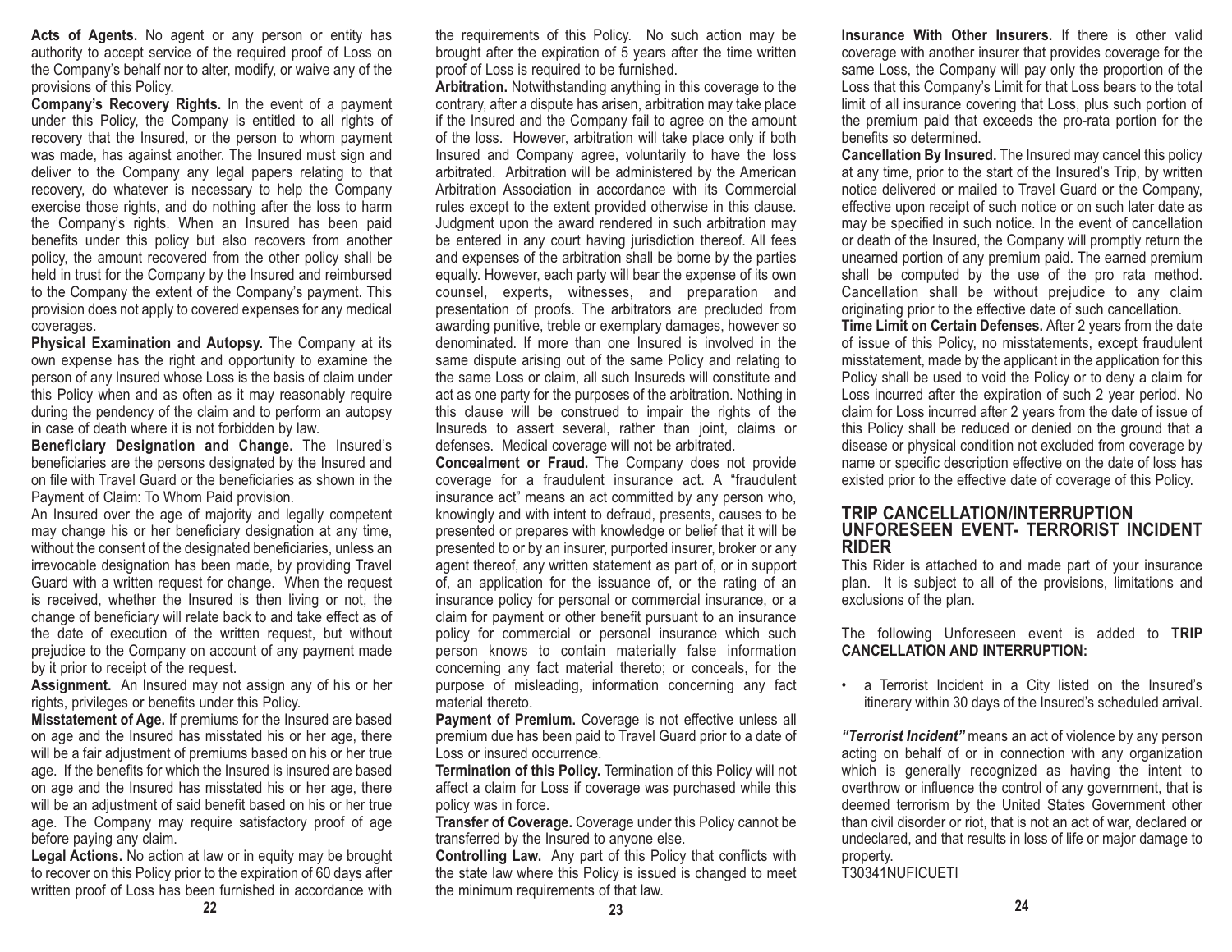**Acts of Agents.** No agent or any person or entity has authority to accept service of the required proof of Loss on the Company's behalf nor to alter, modify, or waive any of the provisions of this Policy.

**Company's Recovery Rights.** In the event of a payment under this Policy, the Company is entitled to all rights of recovery that the Insured, or the person to whom payment was made, has against another. The Insured must sign and deliver to the Company any legal papers relating to that recovery, do whatever is necessary to help the Company exercise those rights, and do nothing after the loss to harm the Company's rights. When an Insured has been paid benefits under this policy but also recovers from another policy, the amount recovered from the other policy shall be held in trust for the Company by the Insured and reimbursed to the Company the extent of the Company's payment. This provision does not apply to covered expenses for any medical coverages.

**Physical Examination and Autopsy.** The Company at its own expense has the right and opportunity to examine the person of any Insured whose Loss is the basis of claim under this Policy when and as often as it may reasonably require during the pendency of the claim and to perform an autopsy in case of death where it is not forbidden by law.

**Beneficiary Designation and Change.** The Insured's beneficiaries are the persons designated by the Insured and on file with Travel Guard or the beneficiaries as shown in the Payment of Claim: To Whom Paid provision.

An Insured over the age of majority and legally competent may change his or her beneficiary designation at any time, without the consent of the designated beneficiaries, unless an irrevocable designation has been made, by providing Travel Guard with a written request for change. When the request is received, whether the Insured is then living or not, the change of beneficiary will relate back to and take effect as of the date of execution of the written request, but without prejudice to the Company on account of any payment made by it prior to receipt of the request.

**Assignment.** An Insured may not assign any of his or her rights, privileges or benefits under this Policy.

**Misstatement of Age.** If premiums for the Insured are based on age and the Insured has misstated his or her age, there will be a fair adjustment of premiums based on his or her true age. If the benefits for which the Insured is insured are based on age and the Insured has misstated his or her age, there will be an adjustment of said benefit based on his or her true age. The Company may require satisfactory proof of age before paying any claim.

**Legal Actions.** No action at law or in equity may be brought to recover on this Policy prior to the expiration of 60 days after written proof of Loss has been furnished in accordance with the requirements of this Policy. No such action may be brought after the expiration of 5 years after the time written proof of Loss is required to be furnished.

**Arbitration.** Notwithstanding anything in this coverage to the contrary, after a dispute has arisen, arbitration may take place if the Insured and the Company fail to agree on the amount of the loss. However, arbitration will take place only if both Insured and Company agree, voluntarily to have the loss arbitrated. Arbitration will be administered by the American Arbitration Association in accordance with its Commercial rules except to the extent provided otherwise in this clause. Judgment upon the award rendered in such arbitration may be entered in any court having jurisdiction thereof. All fees and expenses of the arbitration shall be borne by the parties equally. However, each party will bear the expense of its own counsel, experts, witnesses, and preparation and presentation of proofs. The arbitrators are precluded from awarding punitive, treble or exemplary damages, however so denominated. If more than one Insured is involved in the same dispute arising out of the same Policy and relating to the same Loss or claim, all such Insureds will constitute and act as one party for the purposes of the arbitration. Nothing in this clause will be construed to impair the rights of the Insureds to assert several, rather than joint, claims or defenses. Medical coverage will not be arbitrated.

**Concealment or Fraud.** The Company does not provide coverage for a fraudulent insurance act. A "fraudulent insurance act" means an act committed by any person who, knowingly and with intent to defraud, presents, causes to be presented or prepares with knowledge or belief that it will be presented to or by an insurer, purported insurer, broker or any agent thereof, any written statement as part of, or in support of, an application for the issuance of, or the rating of an insurance policy for personal or commercial insurance, or a claim for payment or other benefit pursuant to an insurance policy for commercial or personal insurance which such person knows to contain materially false information concerning any fact material thereto; or conceals, for the purpose of misleading, information concerning any fact material thereto.

**Payment of Premium.** Coverage is not effective unless all premium due has been paid to Travel Guard prior to a date of Loss or insured occurrence.

**Termination of this Policy.** Termination of this Policy will not affect a claim for Loss if coverage was purchased while this policy was in force.

**Transfer of Coverage.** Coverage under this Policy cannot be transferred by the Insured to anyone else.

**Controlling Law.** Any part of this Policy that conflicts with the state law where this Policy is issued is changed to meet the minimum requirements of that law.

**Insurance With Other Insurers.** If there is other valid coverage with another insurer that provides coverage for the same Loss, the Company will pay only the proportion of the Loss that this Company's Limit for that Loss bears to the total limit of all insurance covering that Loss, plus such portion of the premium paid that exceeds the pro-rata portion for the benefits so determined.

**Cancellation By Insured.** The Insured may cancel this policy at any time, prior to the start of the Insured's Trip, by written notice delivered or mailed to Travel Guard or the Company, effective upon receipt of such notice or on such later date as may be specified in such notice. In the event of cancellation or death of the Insured, the Company will promptly return the unearned portion of any premium paid. The earned premium shall be computed by the use of the pro rata method. Cancellation shall be without prejudice to any claim originating prior to the effective date of such cancellation.

**Time Limit on Certain Defenses.** After 2 years from the date of issue of this Policy, no misstatements, except fraudulent misstatement, made by the applicant in the application for this Policy shall be used to void the Policy or to deny a claim for Loss incurred after the expiration of such 2 year period. No claim for Loss incurred after 2 years from the date of issue of this Policy shall be reduced or denied on the ground that a disease or physical condition not excluded from coverage by name or specific description effective on the date of loss has existed prior to the effective date of coverage of this Policy.

## TRIP CANCELLATION/INTERRUPTION UNFORESEEN EVENT- TERRORIST INCIDENT RIDER

This Rider is attached to and made part of your insurance plan. It is subject to all of the provisions, limitations and exclusions of the plan.

The following Unforeseen event is added to **TRIP CANCELLATION AND INTERRUPTION:**

- a Terrorist Incident in a City listed on the Insured's itinerary within 30 days of the Insured's scheduled arrival.

***"Terrorist Incident"*** means an act of violence by any person acting on behalf of or in connection with any organization which is generally recognized as having the intent to overthrow or influence the control of any government, that is deemed terrorism by the United States Government other than civil disorder or riot, that is not an act of war, declared or undeclared, and that results in loss of life or major damage to property.

T30341NUFICUETI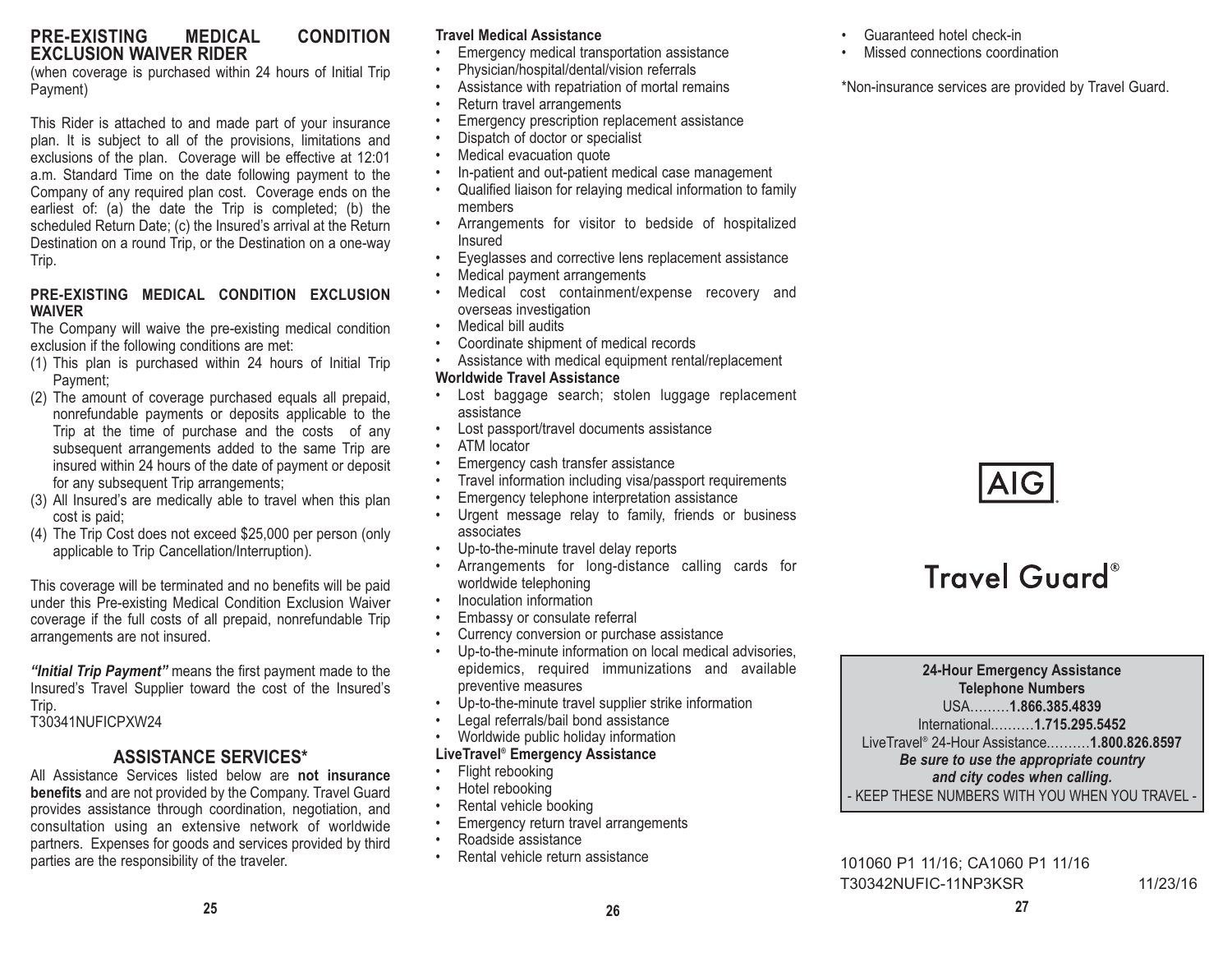## PRE-EXISTING MEDICAL CONDITION EXCLUSION WAIVER RIDER

(when coverage is purchased within 24 hours of Initial Trip Payment)

This Rider is attached to and made part of your insurance plan. It is subject to all of the provisions, limitations and exclusions of the plan. Coverage will be effective at 12:01 a.m. Standard Time on the date following payment to the Company of any required plan cost. Coverage ends on the earliest of: (a) the date the Trip is completed; (b) the scheduled Return Date; (c) the Insured's arrival at the Return Destination on a round Trip, or the Destination on a one-way Trip.

### PRE-EXISTING MEDICAL CONDITION EXCLUSION WAIVER

The Company will waive the pre-existing medical condition exclusion if the following conditions are met:

(1) This plan is purchased within 24 hours of Initial Trip Payment;
(2) The amount of coverage purchased equals all prepaid, nonrefundable payments or deposits applicable to the Trip at the time of purchase and the costs of any subsequent arrangements added to the same Trip are insured within 24 hours of the date of payment or deposit for any subsequent Trip arrangements;
(3) All Insured's are medically able to travel when this plan cost is paid;
(4) The Trip Cost does not exceed $25,000 per person (only applicable to Trip Cancellation/Interruption).

This coverage will be terminated and no benefits will be paid under this Pre-existing Medical Condition Exclusion Waiver coverage if the full costs of all prepaid, nonrefundable Trip arrangements are not insured.

***"Initial Trip Payment"*** means the first payment made to the Insured's Travel Supplier toward the cost of the Insured's Trip.

T30341NUFICPXW24

## ASSISTANCE SERVICES*

All Assistance Services listed below are **not insurance benefits** and are not provided by the Company. Travel Guard provides assistance through coordination, negotiation, and consultation using an extensive network of worldwide partners. Expenses for goods and services provided by third parties are the responsibility of the traveler.

**Travel Medical Assistance**

- Emergency medical transportation assistance
- Physician/hospital/dental/vision referrals
- Assistance with repatriation of mortal remains
- Return travel arrangements
- Emergency prescription replacement assistance
- Dispatch of doctor or specialist
- Medical evacuation quote
- In-patient and out-patient medical case management
- Qualified liaison for relaying medical information to family members
- Arrangements for visitor to bedside of hospitalized Insured
- Eyeglasses and corrective lens replacement assistance
- Medical payment arrangements
- Medical cost containment/expense recovery and overseas investigation
- Medical bill audits
- Coordinate shipment of medical records
- Assistance with medical equipment rental/replacement

**Worldwide Travel Assistance**

- Lost baggage search; stolen luggage replacement assistance
- Lost passport/travel documents assistance
- ATM locator
- Emergency cash transfer assistance
- Travel information including visa/passport requirements
- Emergency telephone interpretation assistance
- Urgent message relay to family, friends or business associates
- Up-to-the-minute travel delay reports
- Arrangements for long-distance calling cards for worldwide telephoning
- Inoculation information
- Embassy or consulate referral
- Currency conversion or purchase assistance
- Up-to-the-minute information on local medical advisories, epidemics, required immunizations and available preventive measures
- Up-to-the-minute travel supplier strike information
- Legal referrals/bail bond assistance
- Worldwide public holiday information

**LiveTravel® Emergency Assistance**

- Flight rebooking
- Hotel rebooking
- Rental vehicle booking
- Emergency return travel arrangements
- Roadside assistance
- Rental vehicle return assistance
- Guaranteed hotel check-in
- Missed connections coordination

*Non-insurance services are provided by Travel Guard.

AIG

Travel Guard®

**24-Hour Emergency Assistance**
**Telephone Numbers**
USA………**1.866.385.4839**
International.………**1.715.295.5452**
LiveTravel® 24-Hour Assistance.………**1.800.826.8597**
***Be sure to use the appropriate country and city codes when calling.***
- KEEP THESE NUMBERS WITH YOU WHEN YOU TRAVEL -

101060 P1 11/16; CA1060 P1 11/16
T30342NUFIC-11NP3KSR 11/23/16